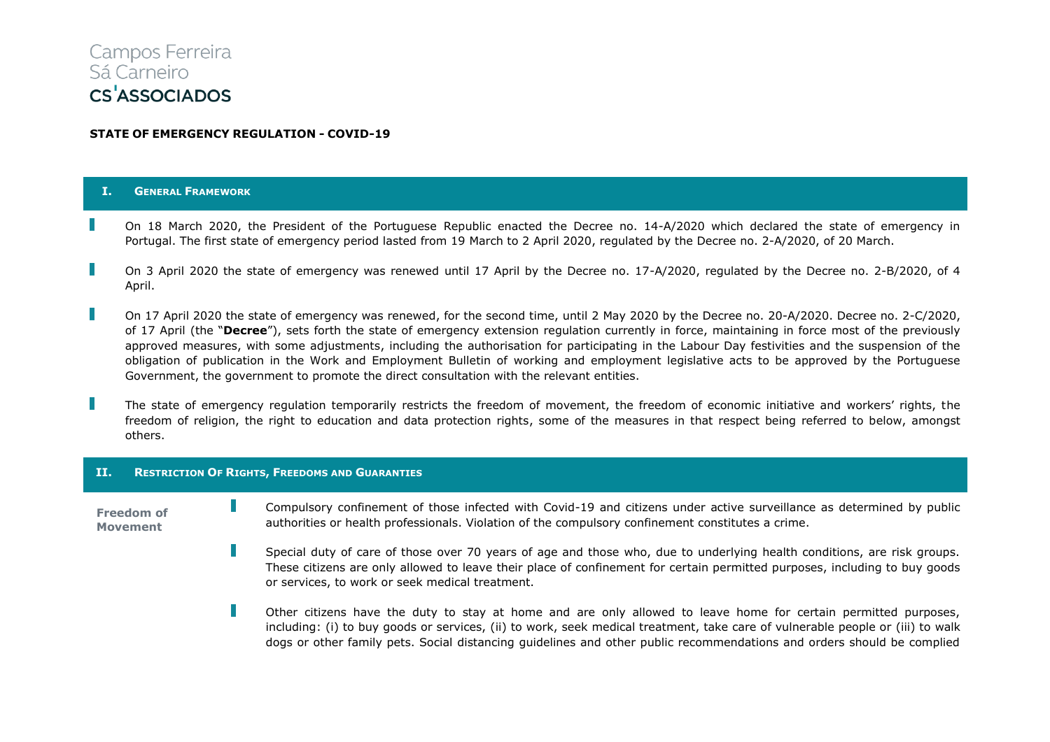Campos Ferreira
Sá Carneiro
CS'ASSOCIADOS

**STATE OF EMERGENCY REGULATION - COVID-19**

## I. General Framework

- On 18 March 2020, the President of the Portuguese Republic enacted the Decree no. 14-A/2020 which declared the state of emergency in Portugal. The first state of emergency period lasted from 19 March to 2 April 2020, regulated by the Decree no. 2-A/2020, of 20 March.

- On 3 April 2020 the state of emergency was renewed until 17 April by the Decree no. 17-A/2020, regulated by the Decree no. 2-B/2020, of 4 April.

- On 17 April 2020 the state of emergency was renewed, for the second time, until 2 May 2020 by the Decree no. 20-A/2020. Decree no. 2-C/2020, of 17 April (the "**Decree**"), sets forth the state of emergency extension regulation currently in force, maintaining in force most of the previously approved measures, with some adjustments, including the authorisation for participating in the Labour Day festivities and the suspension of the obligation of publication in the Work and Employment Bulletin of working and employment legislative acts to be approved by the Portuguese Government, the government to promote the direct consultation with the relevant entities.

- The state of emergency regulation temporarily restricts the freedom of movement, the freedom of economic initiative and workers' rights, the freedom of religion, the right to education and data protection rights, some of the measures in that respect being referred to below, amongst others.

## II. Restriction Of Rights, Freedoms and Guarantees

**Freedom of Movement**

- Compulsory confinement of those infected with Covid-19 and citizens under active surveillance as determined by public authorities or health professionals. Violation of the compulsory confinement constitutes a crime.

- Special duty of care of those over 70 years of age and those who, due to underlying health conditions, are risk groups. These citizens are only allowed to leave their place of confinement for certain permitted purposes, including to buy goods or services, to work or seek medical treatment.

- Other citizens have the duty to stay at home and are only allowed to leave home for certain permitted purposes, including: (i) to buy goods or services, (ii) to work, seek medical treatment, take care of vulnerable people or (iii) to walk dogs or other family pets. Social distancing guidelines and other public recommendations and orders should be complied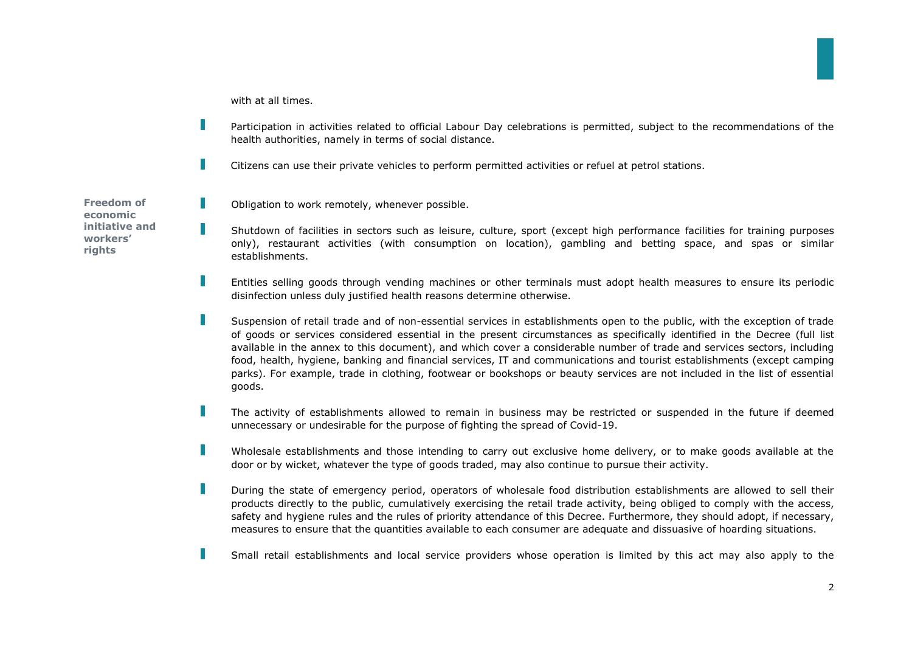with at all times.

- Participation in activities related to official Labour Day celebrations is permitted, subject to the recommendations of the health authorities, namely in terms of social distance.
- Citizens can use their private vehicles to perform permitted activities or refuel at petrol stations.

**Freedom of economic initiative and workers' rights**

- Obligation to work remotely, whenever possible.
- Shutdown of facilities in sectors such as leisure, culture, sport (except high performance facilities for training purposes only), restaurant activities (with consumption on location), gambling and betting space, and spas or similar establishments.
- Entities selling goods through vending machines or other terminals must adopt health measures to ensure its periodic disinfection unless duly justified health reasons determine otherwise.
- Suspension of retail trade and of non-essential services in establishments open to the public, with the exception of trade of goods or services considered essential in the present circumstances as specifically identified in the Decree (full list available in the annex to this document), and which cover a considerable number of trade and services sectors, including food, health, hygiene, banking and financial services, IT and communications and tourist establishments (except camping parks). For example, trade in clothing, footwear or bookshops or beauty services are not included in the list of essential goods.
- The activity of establishments allowed to remain in business may be restricted or suspended in the future if deemed unnecessary or undesirable for the purpose of fighting the spread of Covid-19.
- Wholesale establishments and those intending to carry out exclusive home delivery, or to make goods available at the door or by wicket, whatever the type of goods traded, may also continue to pursue their activity.
- During the state of emergency period, operators of wholesale food distribution establishments are allowed to sell their products directly to the public, cumulatively exercising the retail trade activity, being obliged to comply with the access, safety and hygiene rules and the rules of priority attendance of this Decree. Furthermore, they should adopt, if necessary, measures to ensure that the quantities available to each consumer are adequate and dissuasive of hoarding situations.
- Small retail establishments and local service providers whose operation is limited by this act may also apply to the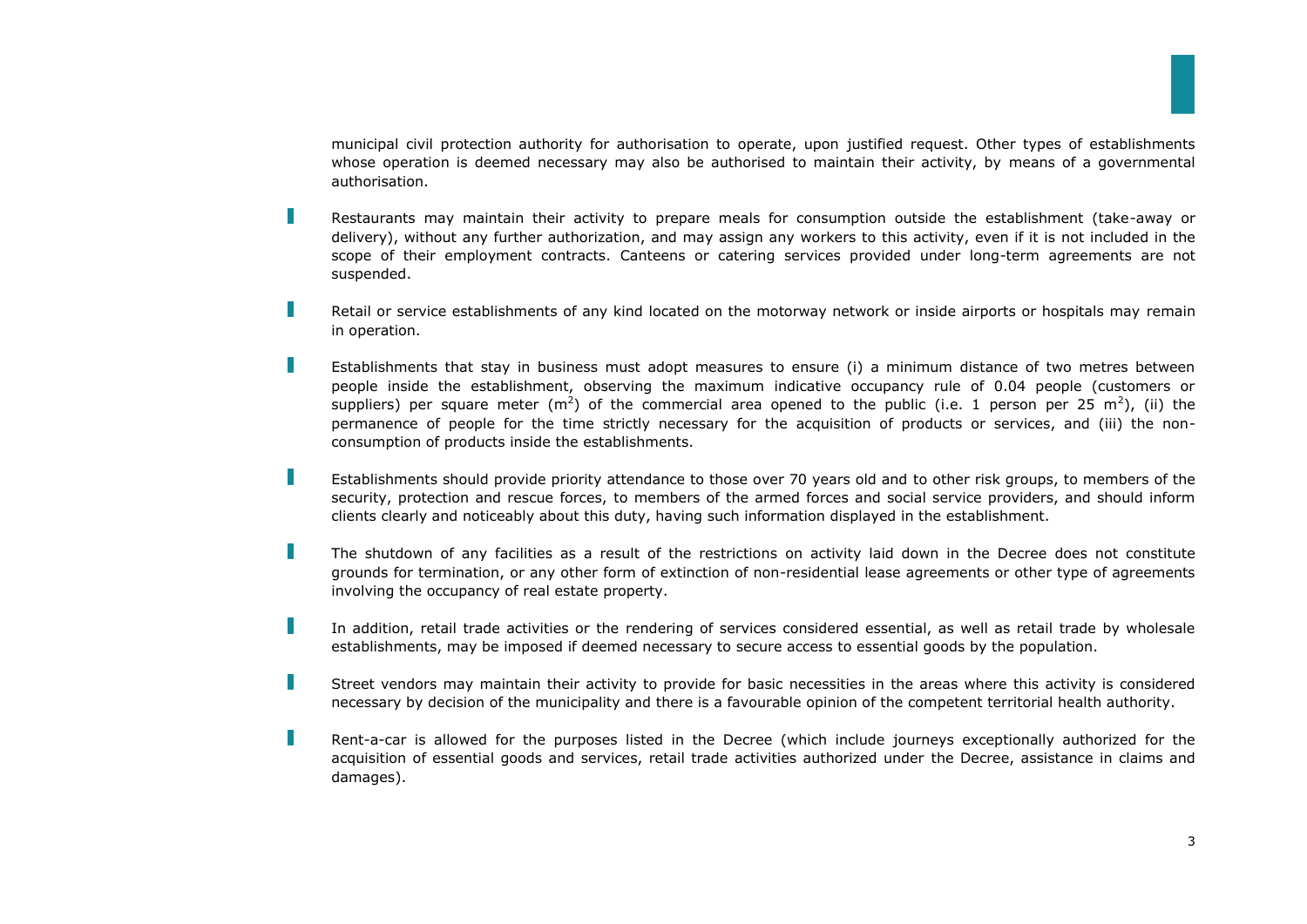municipal civil protection authority for authorisation to operate, upon justified request. Other types of establishments whose operation is deemed necessary may also be authorised to maintain their activity, by means of a governmental authorisation.

- Restaurants may maintain their activity to prepare meals for consumption outside the establishment (take-away or delivery), without any further authorization, and may assign any workers to this activity, even if it is not included in the scope of their employment contracts. Canteens or catering services provided under long-term agreements are not suspended.

- Retail or service establishments of any kind located on the motorway network or inside airports or hospitals may remain in operation.

- Establishments that stay in business must adopt measures to ensure (i) a minimum distance of two metres between people inside the establishment, observing the maximum indicative occupancy rule of 0.04 people (customers or suppliers) per square meter ($m^2$) of the commercial area opened to the public (i.e. 1 person per 25 $m^2$), (ii) the permanence of people for the time strictly necessary for the acquisition of products or services, and (iii) the non-consumption of products inside the establishments.

- Establishments should provide priority attendance to those over 70 years old and to other risk groups, to members of the security, protection and rescue forces, to members of the armed forces and social service providers, and should inform clients clearly and noticeably about this duty, having such information displayed in the establishment.

- The shutdown of any facilities as a result of the restrictions on activity laid down in the Decree does not constitute grounds for termination, or any other form of extinction of non-residential lease agreements or other type of agreements involving the occupancy of real estate property.

- In addition, retail trade activities or the rendering of services considered essential, as well as retail trade by wholesale establishments, may be imposed if deemed necessary to secure access to essential goods by the population.

- Street vendors may maintain their activity to provide for basic necessities in the areas where this activity is considered necessary by decision of the municipality and there is a favourable opinion of the competent territorial health authority.

- Rent-a-car is allowed for the purposes listed in the Decree (which include journeys exceptionally authorized for the acquisition of essential goods and services, retail trade activities authorized under the Decree, assistance in claims and damages).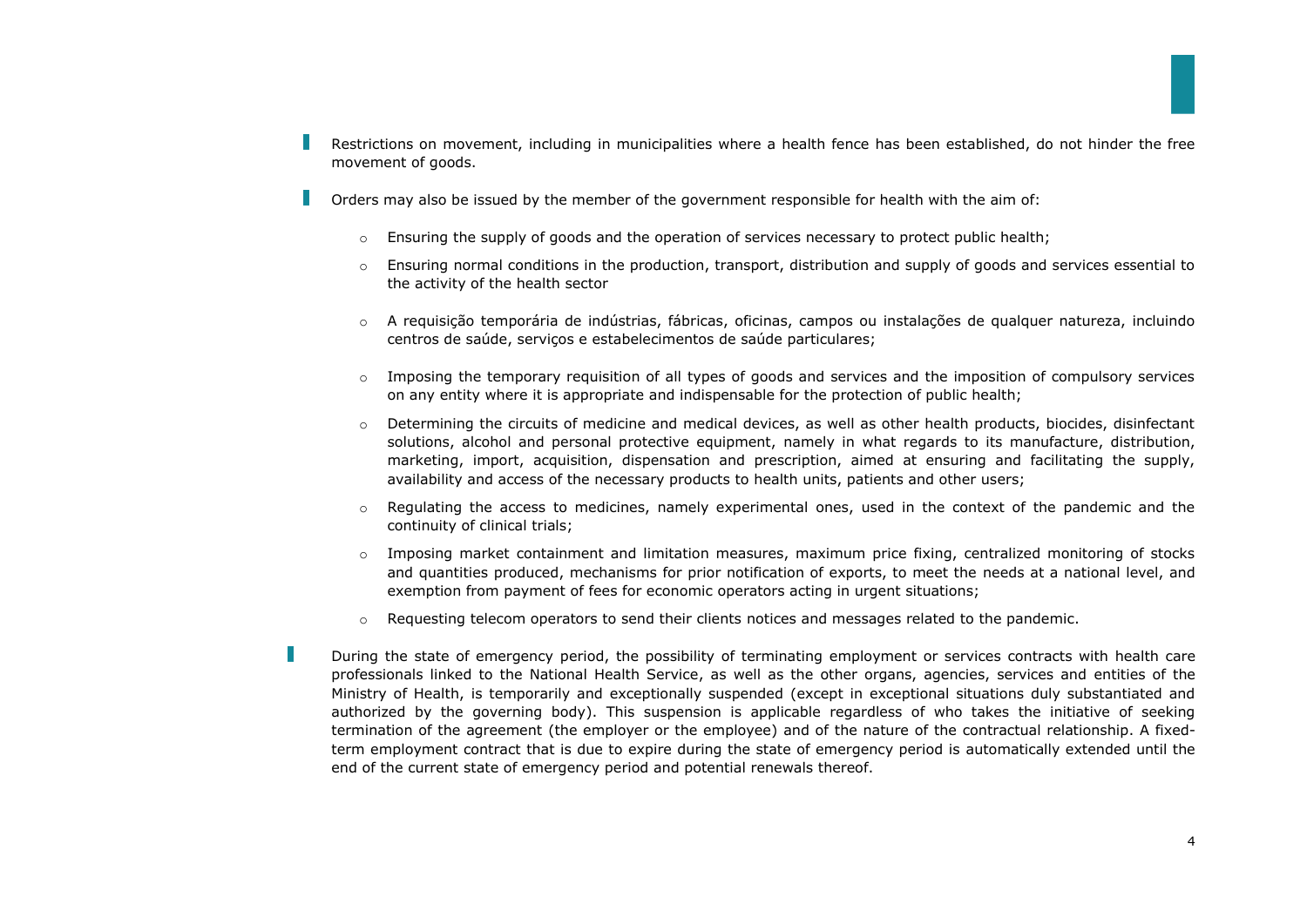- Restrictions on movement, including in municipalities where a health fence has been established, do not hinder the free movement of goods.

- Orders may also be issued by the member of the government responsible for health with the aim of:

  - Ensuring the supply of goods and the operation of services necessary to protect public health;

  - Ensuring normal conditions in the production, transport, distribution and supply of goods and services essential to the activity of the health sector

  - A requisição temporária de indústrias, fábricas, oficinas, campos ou instalações de qualquer natureza, incluindo centros de saúde, serviços e estabelecimentos de saúde particulares;

  - Imposing the temporary requisition of all types of goods and services and the imposition of compulsory services on any entity where it is appropriate and indispensable for the protection of public health;

  - Determining the circuits of medicine and medical devices, as well as other health products, biocides, disinfectant solutions, alcohol and personal protective equipment, namely in what regards to its manufacture, distribution, marketing, import, acquisition, dispensation and prescription, aimed at ensuring and facilitating the supply, availability and access of the necessary products to health units, patients and other users;

  - Regulating the access to medicines, namely experimental ones, used in the context of the pandemic and the continuity of clinical trials;

  - Imposing market containment and limitation measures, maximum price fixing, centralized monitoring of stocks and quantities produced, mechanisms for prior notification of exports, to meet the needs at a national level, and exemption from payment of fees for economic operators acting in urgent situations;

  - Requesting telecom operators to send their clients notices and messages related to the pandemic.

- During the state of emergency period, the possibility of terminating employment or services contracts with health care professionals linked to the National Health Service, as well as the other organs, agencies, services and entities of the Ministry of Health, is temporarily and exceptionally suspended (except in exceptional situations duly substantiated and authorized by the governing body). This suspension is applicable regardless of who takes the initiative of seeking termination of the agreement (the employer or the employee) and of the nature of the contractual relationship. A fixed-term employment contract that is due to expire during the state of emergency period is automatically extended until the end of the current state of emergency period and potential renewals thereof.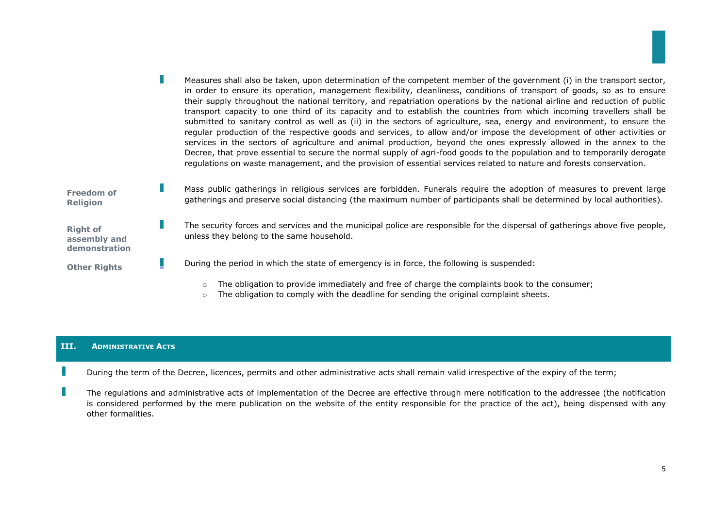Measures shall also be taken, upon determination of the competent member of the government (i) in the transport sector, in order to ensure its operation, management flexibility, cleanliness, conditions of transport of goods, so as to ensure their supply throughout the national territory, and repatriation operations by the national airline and reduction of public transport capacity to one third of its capacity and to establish the countries from which incoming travellers shall be submitted to sanitary control as well as (ii) in the sectors of agriculture, sea, energy and environment, to ensure the regular production of the respective goods and services, to allow and/or impose the development of other activities or services in the sectors of agriculture and animal production, beyond the ones expressly allowed in the annex to the Decree, that prove essential to secure the normal supply of agri-food goods to the population and to temporarily derogate regulations on waste management, and the provision of essential services related to nature and forests conservation.

**Freedom of Religion**

Mass public gatherings in religious services are forbidden. Funerals require the adoption of measures to prevent large gatherings and preserve social distancing (the maximum number of participants shall be determined by local authorities).

**Right of assembly and demonstration**

The security forces and services and the municipal police are responsible for the dispersal of gatherings above five people, unless they belong to the same household.

**Other Rights**

During the period in which the state of emergency is in force, the following is suspended:

- The obligation to provide immediately and free of charge the complaints book to the consumer;
- The obligation to comply with the deadline for sending the original complaint sheets.

## III. Administrative Acts

- During the term of the Decree, licences, permits and other administrative acts shall remain valid irrespective of the expiry of the term;
- The regulations and administrative acts of implementation of the Decree are effective through mere notification to the addressee (the notification is considered performed by the mere publication on the website of the entity responsible for the practice of the act), being dispensed with any other formalities.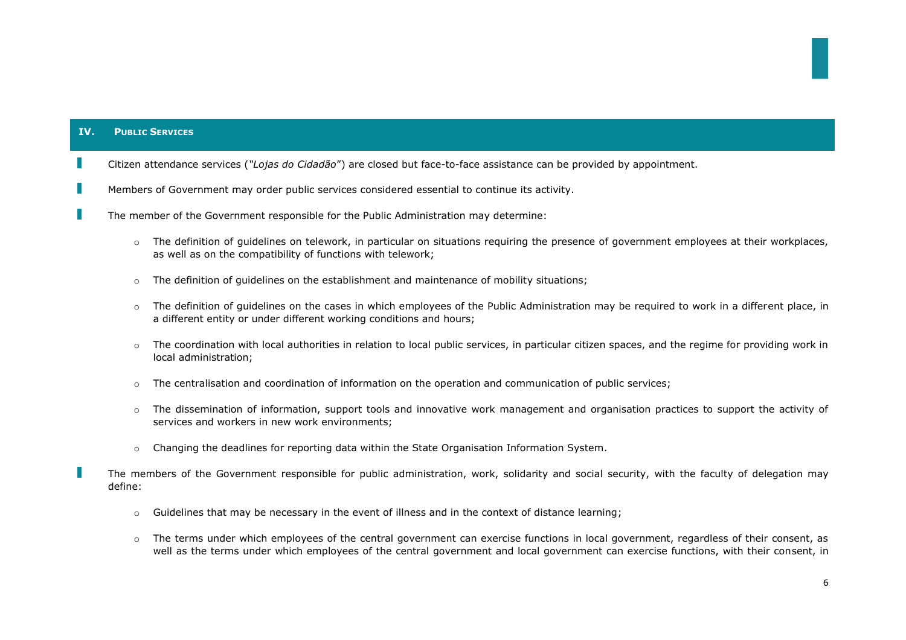## IV. Public Services

- Citizen attendance services (*"Lojas do Cidadão"*) are closed but face-to-face assistance can be provided by appointment.

- Members of Government may order public services considered essential to continue its activity.

- The member of the Government responsible for the Public Administration may determine:

    - The definition of guidelines on telework, in particular on situations requiring the presence of government employees at their workplaces, as well as on the compatibility of functions with telework;

    - The definition of guidelines on the establishment and maintenance of mobility situations;

    - The definition of guidelines on the cases in which employees of the Public Administration may be required to work in a different place, in a different entity or under different working conditions and hours;

    - The coordination with local authorities in relation to local public services, in particular citizen spaces, and the regime for providing work in local administration;

    - The centralisation and coordination of information on the operation and communication of public services;

    - The dissemination of information, support tools and innovative work management and organisation practices to support the activity of services and workers in new work environments;

    - Changing the deadlines for reporting data within the State Organisation Information System.

- The members of the Government responsible for public administration, work, solidarity and social security, with the faculty of delegation may define:

    - Guidelines that may be necessary in the event of illness and in the context of distance learning;

    - The terms under which employees of the central government can exercise functions in local government, regardless of their consent, as well as the terms under which employees of the central government and local government can exercise functions, with their consent, in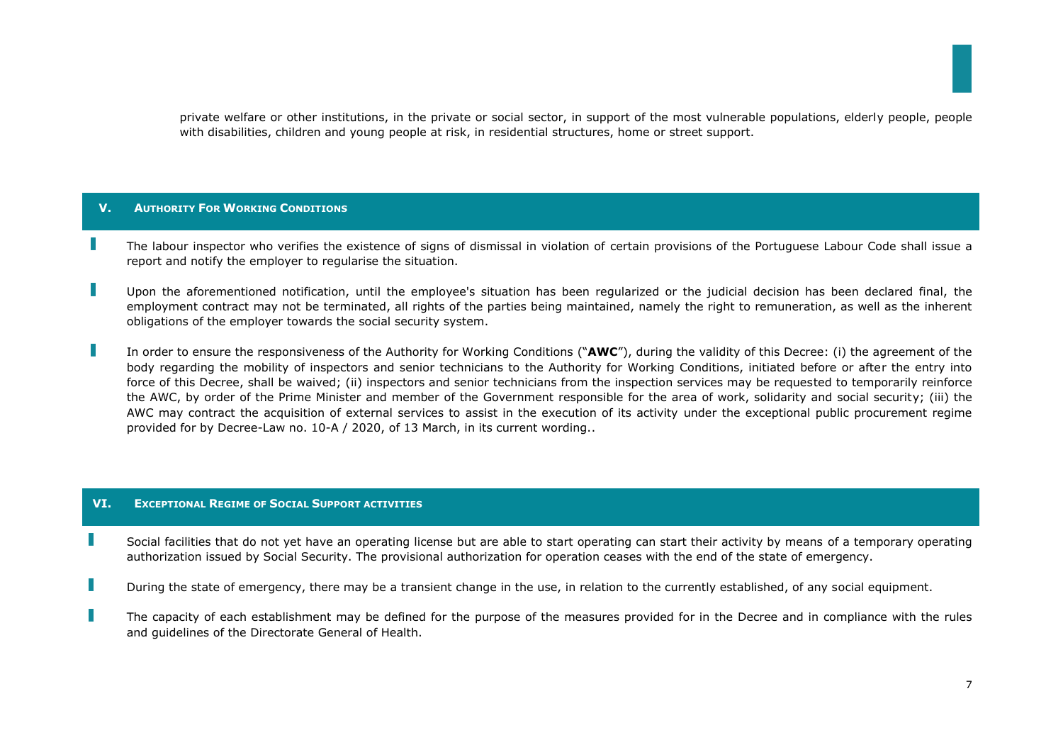private welfare or other institutions, in the private or social sector, in support of the most vulnerable populations, elderly people, people with disabilities, children and young people at risk, in residential structures, home or street support.

## V. Authority For Working Conditions

- The labour inspector who verifies the existence of signs of dismissal in violation of certain provisions of the Portuguese Labour Code shall issue a report and notify the employer to regularise the situation.

- Upon the aforementioned notification, until the employee's situation has been regularized or the judicial decision has been declared final, the employment contract may not be terminated, all rights of the parties being maintained, namely the right to remuneration, as well as the inherent obligations of the employer towards the social security system.

- In order to ensure the responsiveness of the Authority for Working Conditions ("**AWC**"), during the validity of this Decree: (i) the agreement of the body regarding the mobility of inspectors and senior technicians to the Authority for Working Conditions, initiated before or after the entry into force of this Decree, shall be waived; (ii) inspectors and senior technicians from the inspection services may be requested to temporarily reinforce the AWC, by order of the Prime Minister and member of the Government responsible for the area of work, solidarity and social security; (iii) the AWC may contract the acquisition of external services to assist in the execution of its activity under the exceptional public procurement regime provided for by Decree-Law no. 10-A / 2020, of 13 March, in its current wording..

## VI. Exceptional Regime of Social Support activities

- Social facilities that do not yet have an operating license but are able to start operating can start their activity by means of a temporary operating authorization issued by Social Security. The provisional authorization for operation ceases with the end of the state of emergency.

- During the state of emergency, there may be a transient change in the use, in relation to the currently established, of any social equipment.

- The capacity of each establishment may be defined for the purpose of the measures provided for in the Decree and in compliance with the rules and guidelines of the Directorate General of Health.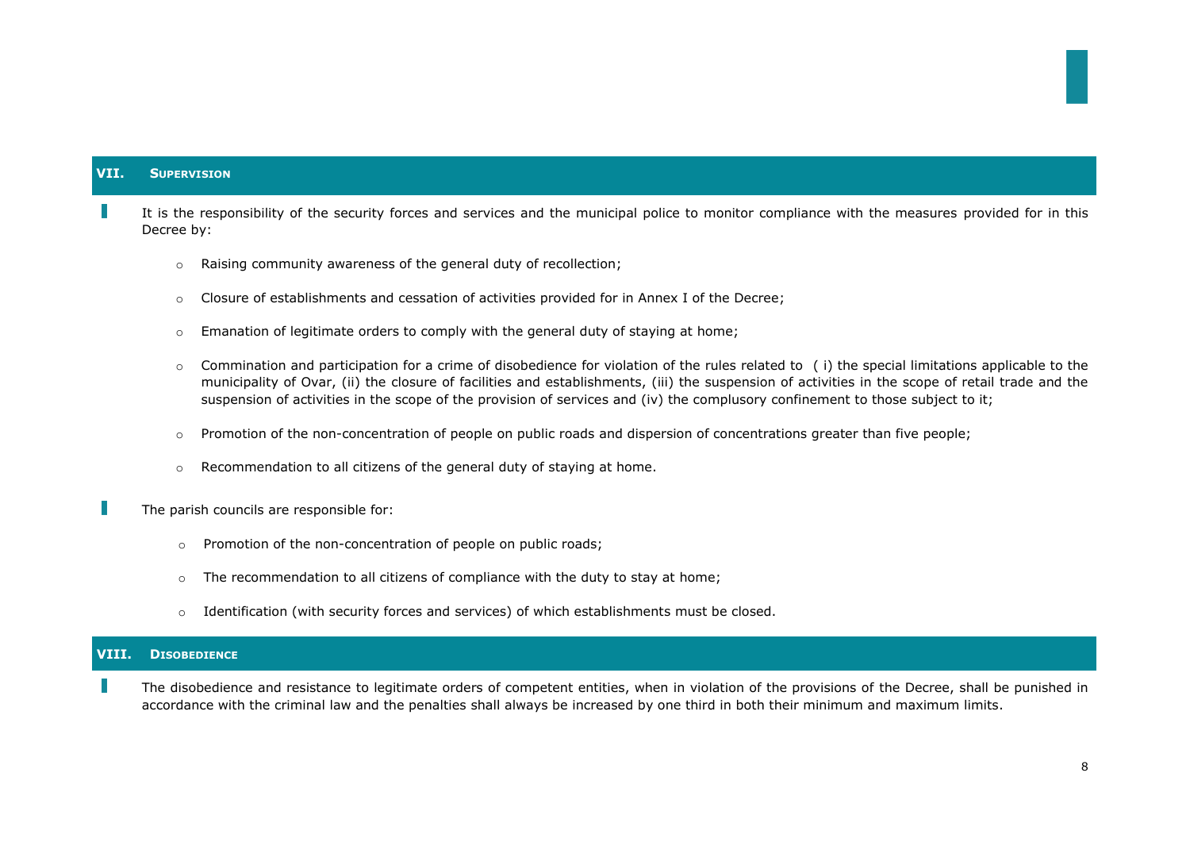## VII. Supervision

- It is the responsibility of the security forces and services and the municipal police to monitor compliance with the measures provided for in this Decree by:

  - Raising community awareness of the general duty of recollection;
  - Closure of establishments and cessation of activities provided for in Annex I of the Decree;
  - Emanation of legitimate orders to comply with the general duty of staying at home;
  - Commination and participation for a crime of disobedience for violation of the rules related to ( i) the special limitations applicable to the municipality of Ovar, (ii) the closure of facilities and establishments, (iii) the suspension of activities in the scope of retail trade and the suspension of activities in the scope of the provision of services and (iv) the complusory confinement to those subject to it;
  - Promotion of the non-concentration of people on public roads and dispersion of concentrations greater than five people;
  - Recommendation to all citizens of the general duty of staying at home.

- The parish councils are responsible for:

  - Promotion of the non-concentration of people on public roads;
  - The recommendation to all citizens of compliance with the duty to stay at home;
  - Identification (with security forces and services) of which establishments must be closed.

## VIII. Disobedience

- The disobedience and resistance to legitimate orders of competent entities, when in violation of the provisions of the Decree, shall be punished in accordance with the criminal law and the penalties shall always be increased by one third in both their minimum and maximum limits.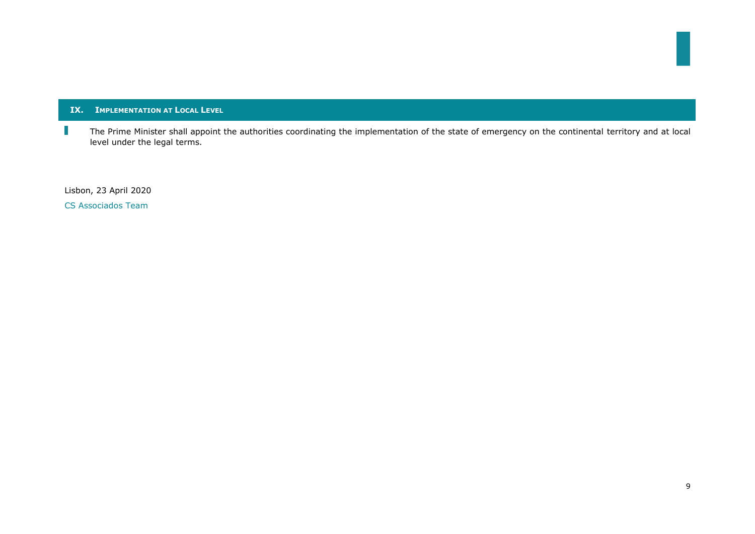## IX. Implementation at Local Level

- The Prime Minister shall appoint the authorities coordinating the implementation of the state of emergency on the continental territory and at local level under the legal terms.

Lisbon, 23 April 2020

CS Associados Team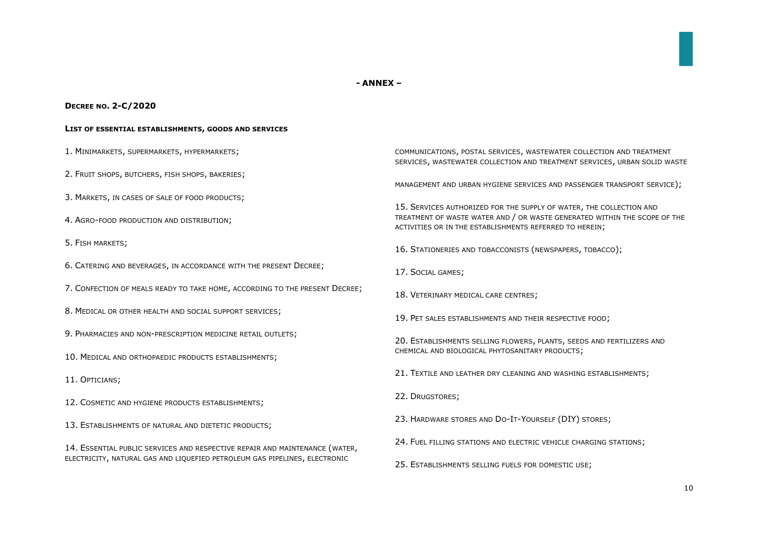**- ANNEX –**

**Decree no. 2-C/2020**

**List of essential establishments, goods and services**

1. Minimarkets, supermarkets, hypermarkets;

2. Fruit shops, butchers, fish shops, bakeries;

3. Markets, in cases of sale of food products;

4. Agro-food production and distribution;

5. Fish markets;

6. Catering and beverages, in accordance with the present Decree;

7. Confection of meals ready to take home, according to the present Decree;

8. Medical or other health and social support services;

9. Pharmacies and non-prescription medicine retail outlets;

10. Medical and orthopaedic products establishments;

11. Opticians;

12. Cosmetic and hygiene products establishments;

13. Establishments of natural and dietetic products;

14. Essential public services and respective repair and maintenance (water, electricity, natural gas and liquefied petroleum gas pipelines, electronic communications, postal services, wastewater collection and treatment services, wastewater collection and treatment services, urban solid waste management and urban hygiene services and passenger transport service);

15. Services authorized for the supply of water, the collection and treatment of waste water and / or waste generated within the scope of the activities or in the establishments referred to herein;

16. Stationeries and tobacconists (newspapers, tobacco);

17. Social games;

18. Veterinary medical care centres;

19. Pet sales establishments and their respective food;

20. Establishments selling flowers, plants, seeds and fertilizers and chemical and biological phytosanitary products;

21. Textile and leather dry cleaning and washing establishments;

22. Drugstores;

23. Hardware stores and Do-It-Yourself (DIY) stores;

24. Fuel filling stations and electric vehicle charging stations;

25. Establishments selling fuels for domestic use;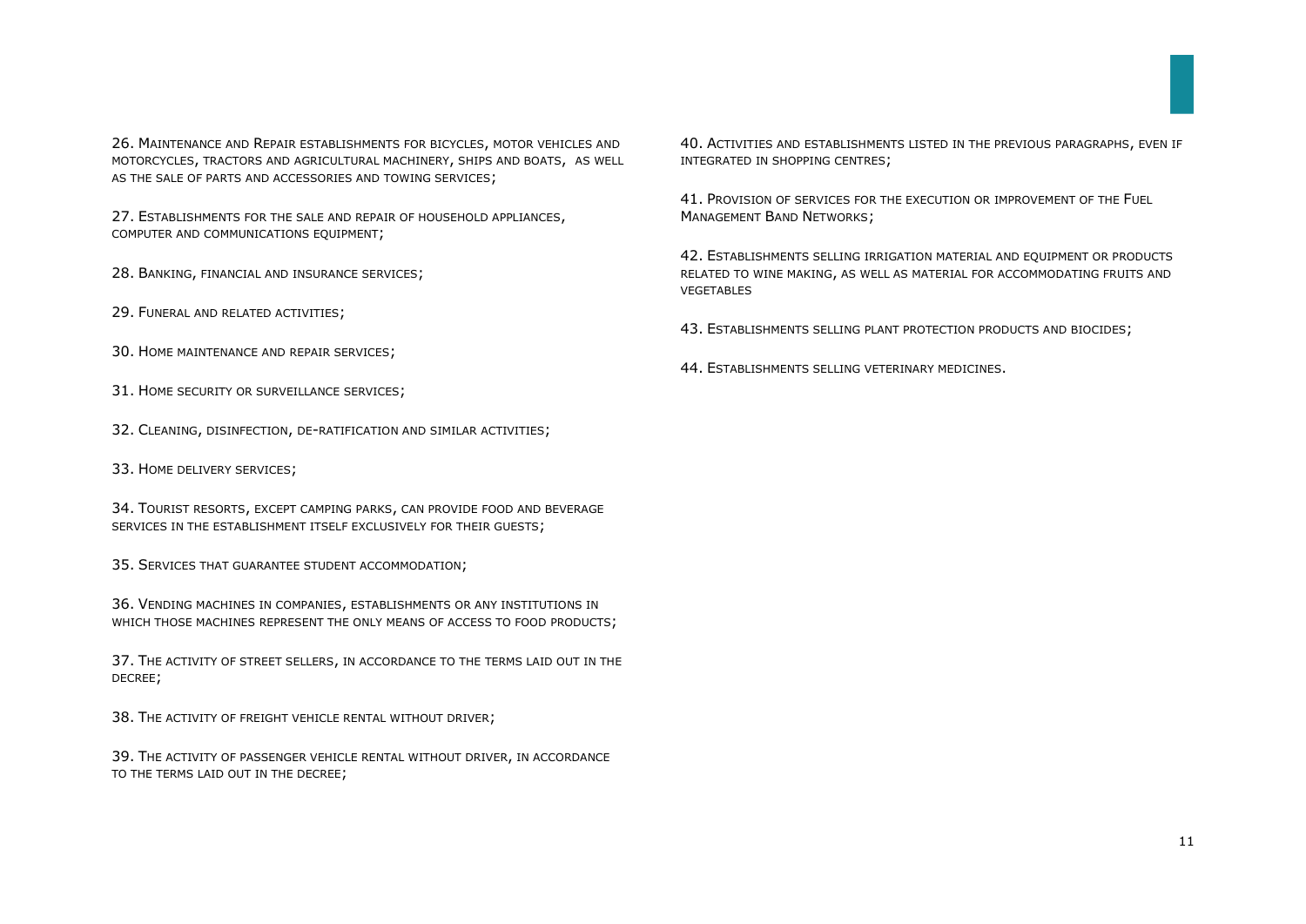26. Maintenance and Repair establishments for bicycles, motor vehicles and motorcycles, tractors and agricultural machinery, ships and boats, as well as the sale of parts and accessories and towing services;

27. Establishments for the sale and repair of household appliances, computer and communications equipment;

28. Banking, financial and insurance services;

29. Funeral and related activities;

30. Home maintenance and repair services;

31. Home security or surveillance services;

32. Cleaning, disinfection, de-ratification and similar activities;

33. Home delivery services;

34. Tourist resorts, except camping parks, can provide food and beverage services in the establishment itself exclusively for their guests;

35. Services that guarantee student accommodation;

36. Vending machines in companies, establishments or any institutions in which those machines represent the only means of access to food products;

37. The activity of street sellers, in accordance to the terms laid out in the decree;

38. The activity of freight vehicle rental without driver;

39. The activity of passenger vehicle rental without driver, in accordance to the terms laid out in the decree;

40. Activities and establishments listed in the previous paragraphs, even if integrated in shopping centres;

41. Provision of services for the execution or improvement of the Fuel Management Band Networks;

42. Establishments selling irrigation material and equipment or products related to wine making, as well as material for accommodating fruits and vegetables

43. Establishments selling plant protection products and biocides;

44. Establishments selling veterinary medicines.